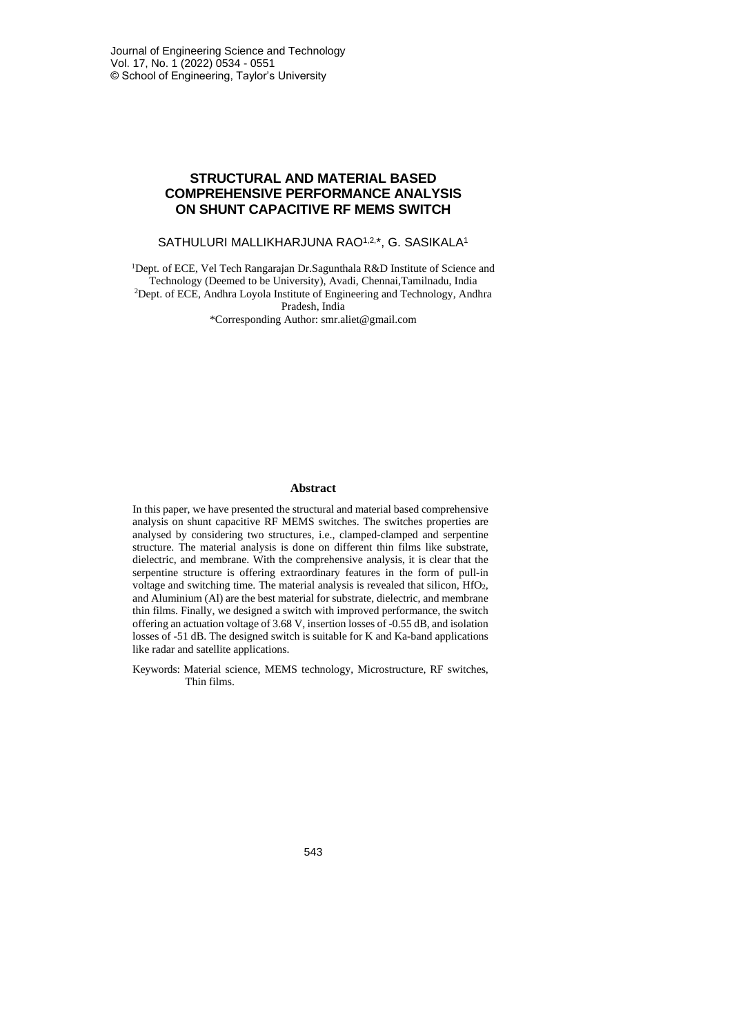# STRUCTURAL AND MATERIAL BASED COMPREHENSIVE PERFORMANCE ANALYSIS ON SHUNT CAPACITIVE RF MEMS SWITCH

SATHULURI MALLIKHARJUNA RAO[1,2,*], G. SASIKALA[1]

[1]Dept. of ECE, Vel Tech Rangarajan Dr.Sagunthala R&D Institute of Science and Technology (Deemed to be University), Avadi, Chennai,Tamilnadu, India
[2]Dept. of ECE, Andhra Loyola Institute of Engineering and Technology, Andhra Pradesh, India
*Corresponding Author: smr.aliet@gmail.com

## Abstract

In this paper, we have presented the structural and material based comprehensive analysis on shunt capacitive RF MEMS switches. The switches properties are analysed by considering two structures, i.e., clamped-clamped and serpentine structure. The material analysis is done on different thin films like substrate, dielectric, and membrane. With the comprehensive analysis, it is clear that the serpentine structure is offering extraordinary features in the form of pull-in voltage and switching time. The material analysis is revealed that silicon, $HfO_2$, and Aluminium (Al) are the best material for substrate, dielectric, and membrane thin films. Finally, we designed a switch with improved performance, the switch offering an actuation voltage of 3.68 V, insertion losses of -0.55 dB, and isolation losses of -51 dB. The designed switch is suitable for K and Ka-band applications like radar and satellite applications.

Keywords: Material science, MEMS technology, Microstructure, RF switches, Thin films.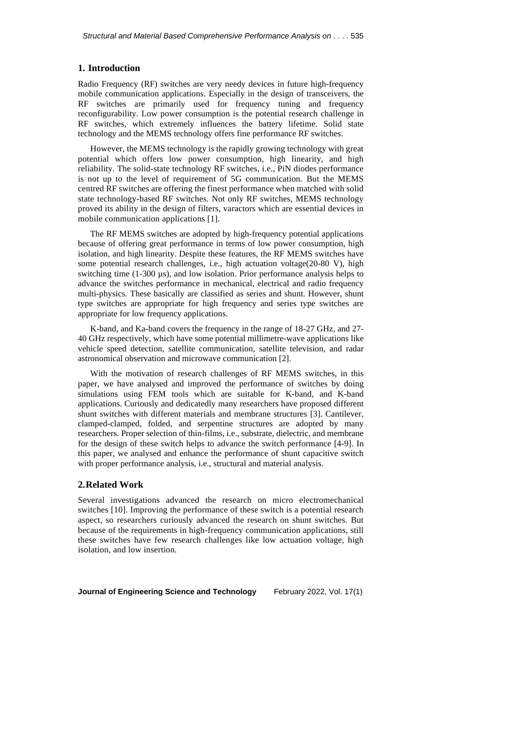## 1. Introduction

Radio Frequency (RF) switches are very needy devices in future high-frequency mobile communication applications. Especially in the design of transceivers, the RF switches are primarily used for frequency tuning and frequency reconfigurability. Low power consumption is the potential research challenge in RF switches, which extremely influences the battery lifetime. Solid state technology and the MEMS technology offers fine performance RF switches.

However, the MEMS technology is the rapidly growing technology with great potential which offers low power consumption, high linearity, and high reliability. The solid-state technology RF switches, i.e., PiN diodes performance is not up to the level of requirement of 5G communication. But the MEMS centred RF switches are offering the finest performance when matched with solid state technology-based RF switches. Not only RF switches, MEMS technology proved its ability in the design of filters, varactors which are essential devices in mobile communication applications [1].

The RF MEMS switches are adopted by high-frequency potential applications because of offering great performance in terms of low power consumption, high isolation, and high linearity. Despite these features, the RF MEMS switches have some potential research challenges, i.e., high actuation voltage(20-80 V), high switching time (1-300 µs), and low isolation. Prior performance analysis helps to advance the switches performance in mechanical, electrical and radio frequency multi-physics. These basically are classified as series and shunt. However, shunt type switches are appropriate for high frequency and series type switches are appropriate for low frequency applications.

K-band, and Ka-band covers the frequency in the range of 18-27 GHz, and 27-40 GHz respectively, which have some potential millimetre-wave applications like vehicle speed detection, satellite communication, satellite television, and radar astronomical observation and microwave communication [2].

With the motivation of research challenges of RF MEMS switches, in this paper, we have analysed and improved the performance of switches by doing simulations using FEM tools which are suitable for K-band, and K-band applications. Curiously and dedicatedly many researchers have proposed different shunt switches with different materials and membrane structures [3]. Cantilever, clamped-clamped, folded, and serpentine structures are adopted by many researchers. Proper selection of thin-films, i.e., substrate, dielectric, and membrane for the design of these switch helps to advance the switch performance [4-9]. In this paper, we analysed and enhance the performance of shunt capacitive switch with proper performance analysis, i.e., structural and material analysis.

## 2. Related Work

Several investigations advanced the research on micro electromechanical switches [10]. Improving the performance of these switch is a potential research aspect, so researchers curiously advanced the research on shunt switches. But because of the requirements in high-frequency communication applications, still these switches have few research challenges like low actuation voltage, high isolation, and low insertion.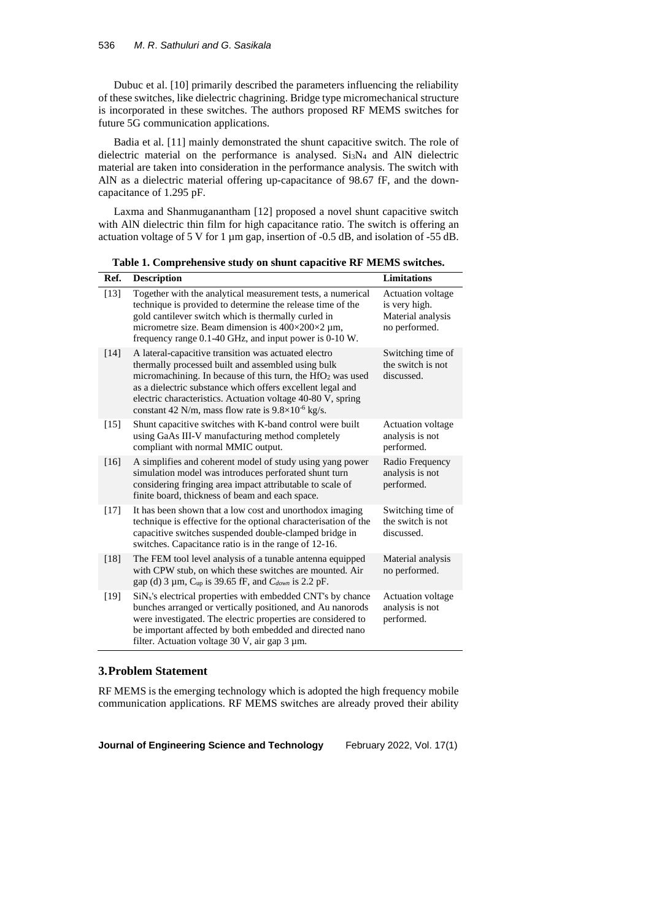Dubuc et al. [10] primarily described the parameters influencing the reliability of these switches, like dielectric chagrining. Bridge type micromechanical structure is incorporated in these switches. The authors proposed RF MEMS switches for future 5G communication applications.

Badia et al. [11] mainly demonstrated the shunt capacitive switch. The role of dielectric material on the performance is analysed. $Si_3N_4$ and AlN dielectric material are taken into consideration in the performance analysis. The switch with AlN as a dielectric material offering up-capacitance of 98.67 fF, and the down-capacitance of 1.295 pF.

Laxma and Shanmuganantham [12] proposed a novel shunt capacitive switch with AlN dielectric thin film for high capacitance ratio. The switch is offering an actuation voltage of 5 V for 1 µm gap, insertion of -0.5 dB, and isolation of -55 dB.

**Table 1. Comprehensive study on shunt capacitive RF MEMS switches.**

| Ref. | Description | Limitations |
|---|---|---|
| [13] | Together with the analytical measurement tests, a numerical technique is provided to determine the release time of the gold cantilever switch which is thermally curled in micrometre size. Beam dimension is 400×200×2 µm, frequency range 0.1-40 GHz, and input power is 0-10 W. | Actuation voltage is very high. Material analysis no performed. |
| [14] | A lateral-capacitive transition was actuated electro thermally processed built and assembled using bulk micromachining. In because of this turn, the $HfO_2$ was used as a dielectric substance which offers excellent legal and electric characteristics. Actuation voltage 40-80 V, spring constant 42 N/m, mass flow rate is $9.8\times10^{-6}$ kg/s. | Switching time of the switch is not discussed. |
| [15] | Shunt capacitive switches with K-band control were built using GaAs III-V manufacturing method completely compliant with normal MMIC output. | Actuation voltage analysis is not performed. |
| [16] | A simplifies and coherent model of study using yang power simulation model was introduces perforated shunt turn considering fringing area impact attributable to scale of finite board, thickness of beam and each space. | Radio Frequency analysis is not performed. |
| [17] | It has been shown that a low cost and unorthodox imaging technique is effective for the optional characterisation of the capacitive switches suspended double-clamped bridge in switches. Capacitance ratio is in the range of 12-16. | Switching time of the switch is not discussed. |
| [18] | The FEM tool level analysis of a tunable antenna equipped with CPW stub, on which these switches are mounted. Air gap (d) 3 µm, $C_{up}$ is 39.65 fF, and $C_{down}$ is 2.2 pF. | Material analysis no performed. |
| [19] | $SiN_x$'s electrical properties with embedded CNT's by chance bunches arranged or vertically positioned, and Au nanorods were investigated. The electric properties are considered to be important affected by both embedded and directed nano filter. Actuation voltage 30 V, air gap 3 µm. | Actuation voltage analysis is not performed. |

## 3. Problem Statement

RF MEMS is the emerging technology which is adopted the high frequency mobile communication applications. RF MEMS switches are already proved their ability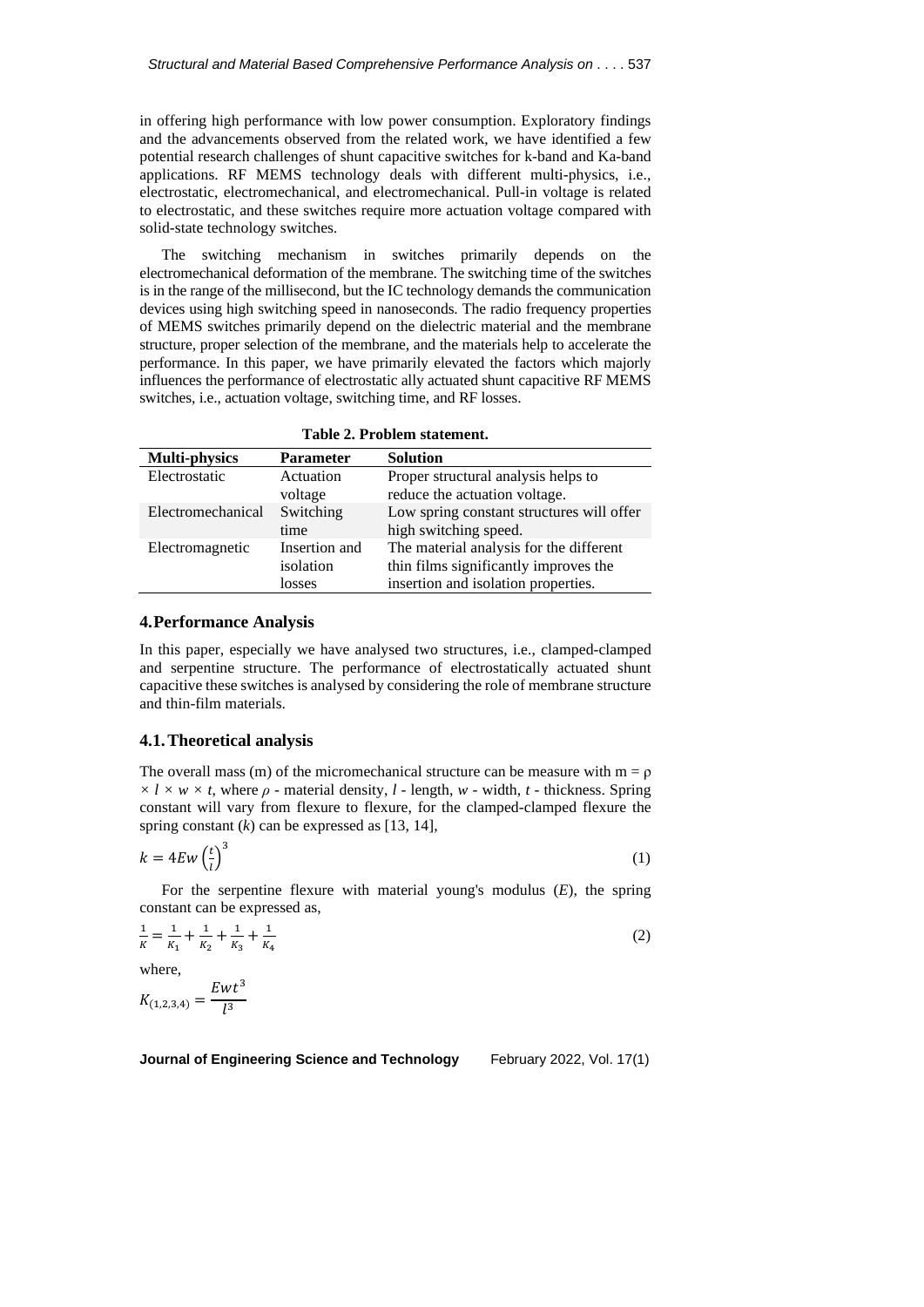in offering high performance with low power consumption. Exploratory findings and the advancements observed from the related work, we have identified a few potential research challenges of shunt capacitive switches for k-band and Ka-band applications. RF MEMS technology deals with different multi-physics, i.e., electrostatic, electromechanical, and electromechanical. Pull-in voltage is related to electrostatic, and these switches require more actuation voltage compared with solid-state technology switches.

The switching mechanism in switches primarily depends on the electromechanical deformation of the membrane. The switching time of the switches is in the range of the millisecond, but the IC technology demands the communication devices using high switching speed in nanoseconds. The radio frequency properties of MEMS switches primarily depend on the dielectric material and the membrane structure, proper selection of the membrane, and the materials help to accelerate the performance. In this paper, we have primarily elevated the factors which majorly influences the performance of electrostatic ally actuated shunt capacitive RF MEMS switches, i.e., actuation voltage, switching time, and RF losses.

**Table 2. Problem statement.**

| Multi-physics | Parameter | Solution |
|---|---|---|
| Electrostatic | Actuation voltage | Proper structural analysis helps to reduce the actuation voltage. |
| Electromechanical | Switching time | Low spring constant structures will offer high switching speed. |
| Electromagnetic | Insertion and isolation losses | The material analysis for the different thin films significantly improves the insertion and isolation properties. |

## 4. Performance Analysis

In this paper, especially we have analysed two structures, i.e., clamped-clamped and serpentine structure. The performance of electrostatically actuated shunt capacitive these switches is analysed by considering the role of membrane structure and thin-film materials.

### 4.1. Theoretical analysis

The overall mass (m) of the micromechanical structure can be measure with $m = \rho \times l \times w \times t$, where $\rho$ - material density, $l$ - length, $w$ - width, $t$ - thickness. Spring constant will vary from flexure to flexure, for the clamped-clamped flexure the spring constant ($k$) can be expressed as [13, 14],

$$k = 4Ew\left(\frac{t}{l}\right)^3 \tag{1}$$

For the serpentine flexure with material young's modulus ($E$), the spring constant can be expressed as,

$$\frac{1}{K} = \frac{1}{K_1} + \frac{1}{K_2} + \frac{1}{K_3} + \frac{1}{K_4} \tag{2}$$

where,

$$K_{(1,2,3,4)} = \frac{Ewt^3}{l^3}$$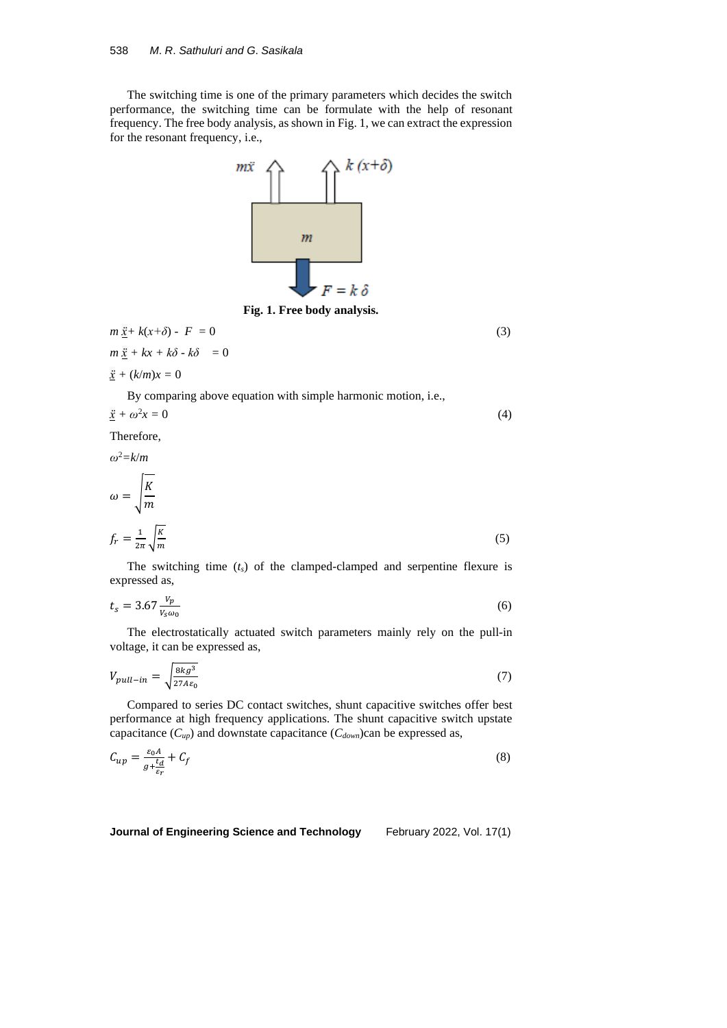The switching time is one of the primary parameters which decides the switch performance, the switching time can be formulate with the help of resonant frequency. The free body analysis, as shown in Fig. 1, we can extract the expression for the resonant frequency, i.e.,

**Fig. 1. Free body analysis.**

$$m\ddot{x} + k(x+\delta) - F = 0 \tag{3}$$

$$m\ddot{x} + kx + k\delta - k\delta = 0$$

$$\ddot{x} + (k/m)x = 0$$

By comparing above equation with simple harmonic motion, i.e.,

$$\ddot{x} + \omega^2 x = 0 \tag{4}$$

Therefore,

$$\omega^2 = k/m$$

$$\omega = \sqrt{\frac{K}{m}}$$

$$f_r = \frac{1}{2\pi}\sqrt{\frac{K}{m}} \tag{5}$$

The switching time ($t_s$) of the clamped-clamped and serpentine flexure is expressed as,

$$t_s = 3.67\frac{V_p}{V_s \omega_0} \tag{6}$$

The electrostatically actuated switch parameters mainly rely on the pull-in voltage, it can be expressed as,

$$V_{pull-in} = \sqrt{\frac{8kg^3}{27A\varepsilon_0}} \tag{7}$$

Compared to series DC contact switches, shunt capacitive switches offer best performance at high frequency applications. The shunt capacitive switch upstate capacitance ($C_{up}$) and downstate capacitance ($C_{down}$)can be expressed as,

$$C_{up} = \frac{\varepsilon_0 A}{g + \frac{t_d}{\varepsilon_r}} + C_f \tag{8}$$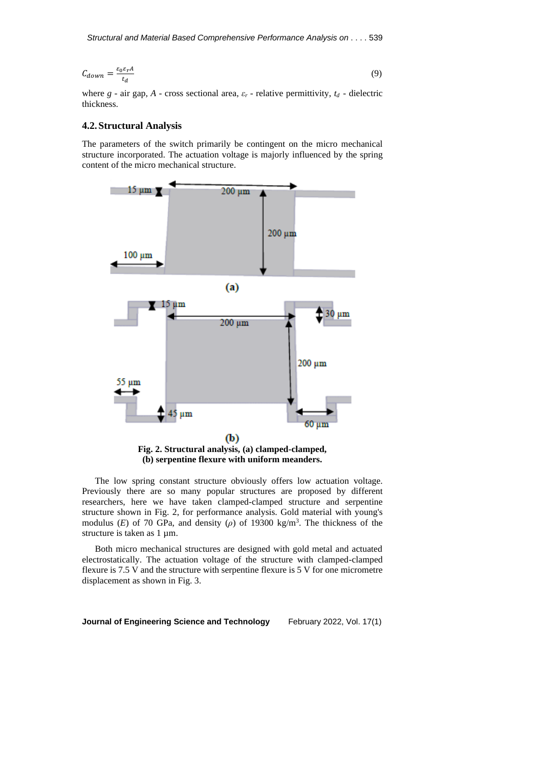$$C_{down} = \frac{\varepsilon_0 \varepsilon_r A}{t_d} \tag{9}$$

where $g$ - air gap, $A$ - cross sectional area, $\varepsilon_r$ - relative permittivity, $t_d$ - dielectric thickness.

### 4.2. Structural Analysis

The parameters of the switch primarily be contingent on the micro mechanical structure incorporated. The actuation voltage is majorly influenced by the spring content of the micro mechanical structure.

**Fig. 2. Structural analysis, (a) clamped-clamped, (b) serpentine flexure with uniform meanders.**

The low spring constant structure obviously offers low actuation voltage. Previously there are so many popular structures are proposed by different researchers, here we have taken clamped-clamped structure and serpentine structure shown in Fig. 2, for performance analysis. Gold material with young's modulus ($E$) of 70 GPa, and density ($\rho$) of 19300 kg/m$^3$. The thickness of the structure is taken as 1 µm.

Both micro mechanical structures are designed with gold metal and actuated electrostatically. The actuation voltage of the structure with clamped-clamped flexure is 7.5 V and the structure with serpentine flexure is 5 V for one micrometre displacement as shown in Fig. 3.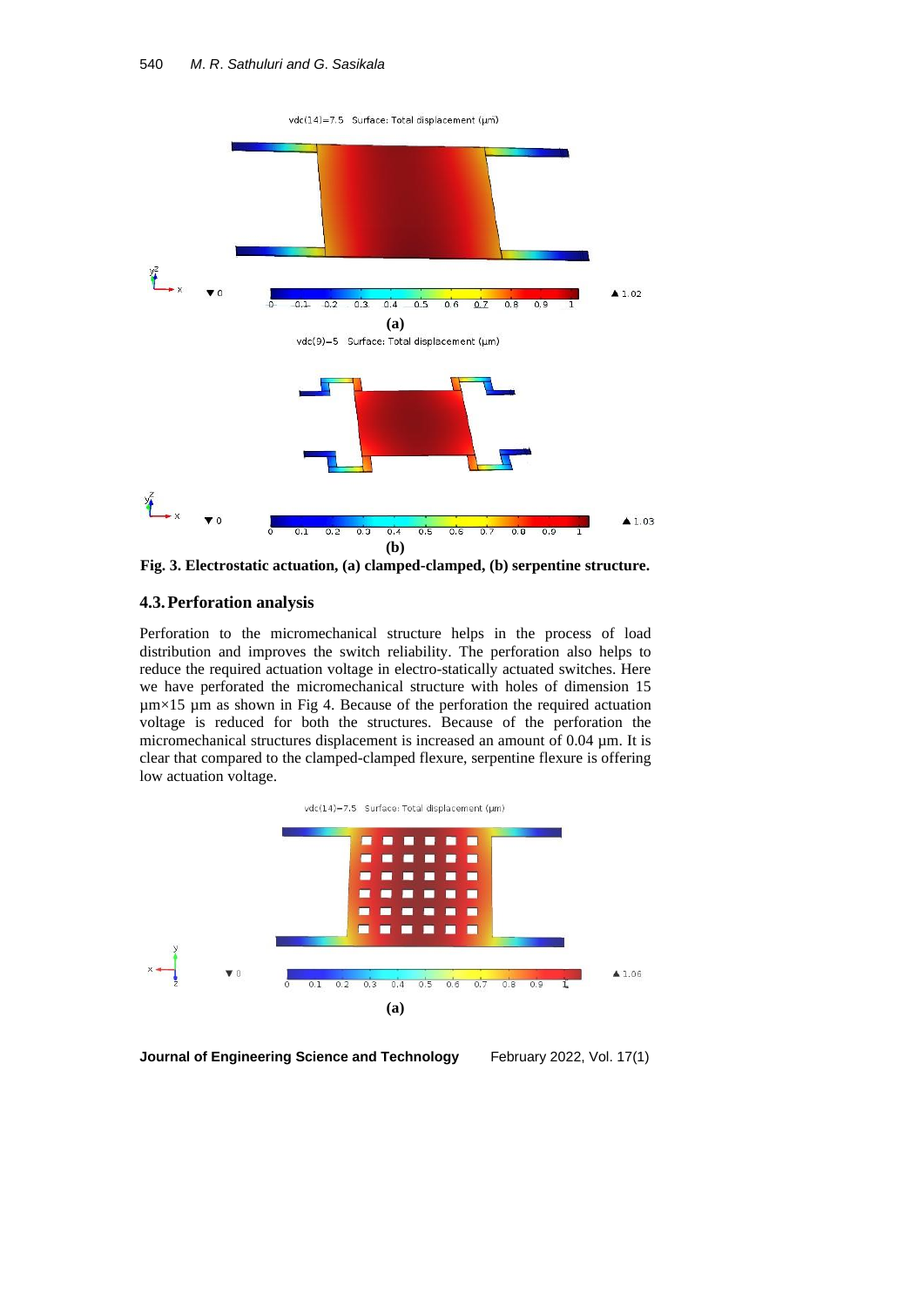Fig. 3. Electrostatic actuation, (a) clamped-clamped, (b) serpentine structure.

## 4.3. Perforation analysis

Perforation to the micromechanical structure helps in the process of load distribution and improves the switch reliability. The perforation also helps to reduce the required actuation voltage in electro-statically actuated switches. Here we have perforated the micromechanical structure with holes of dimension 15 µm×15 µm as shown in Fig 4. Because of the perforation the required actuation voltage is reduced for both the structures. Because of the perforation the micromechanical structures displacement is increased an amount of 0.04 µm. It is clear that compared to the clamped-clamped flexure, serpentine flexure is offering low actuation voltage.

(a)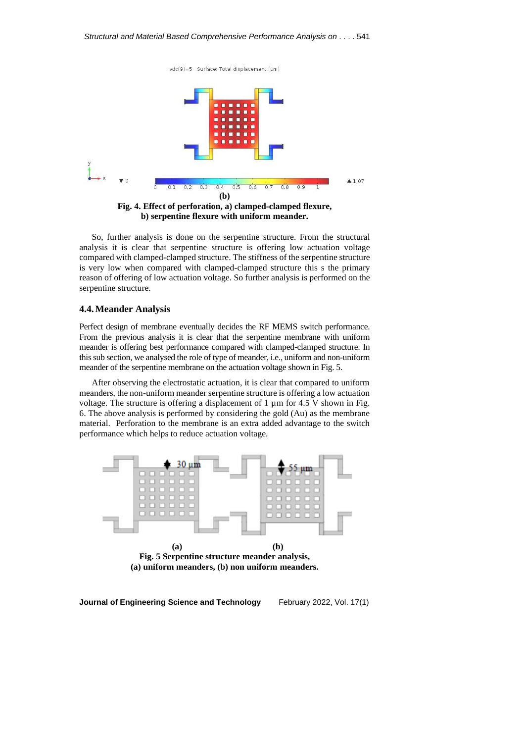**(b)**

**Fig. 4. Effect of perforation, a) clamped-clamped flexure, b) serpentine flexure with uniform meander.**

So, further analysis is done on the serpentine structure. From the structural analysis it is clear that serpentine structure is offering low actuation voltage compared with clamped-clamped structure. The stiffness of the serpentine structure is very low when compared with clamped-clamped structure this s the primary reason of offering of low actuation voltage. So further analysis is performed on the serpentine structure.

## 4.4. Meander Analysis

Perfect design of membrane eventually decides the RF MEMS switch performance. From the previous analysis it is clear that the serpentine membrane with uniform meander is offering best performance compared with clamped-clamped structure. In this sub section, we analysed the role of type of meander, i.e., uniform and non-uniform meander of the serpentine membrane on the actuation voltage shown in Fig. 5.

After observing the electrostatic actuation, it is clear that compared to uniform meanders, the non-uniform meander serpentine structure is offering a low actuation voltage. The structure is offering a displacement of 1 µm for 4.5 V shown in Fig. 6. The above analysis is performed by considering the gold (Au) as the membrane material. Perforation to the membrane is an extra added advantage to the switch performance which helps to reduce actuation voltage.

**(a)** **(b)**

**Fig. 5 Serpentine structure meander analysis, (a) uniform meanders, (b) non uniform meanders.**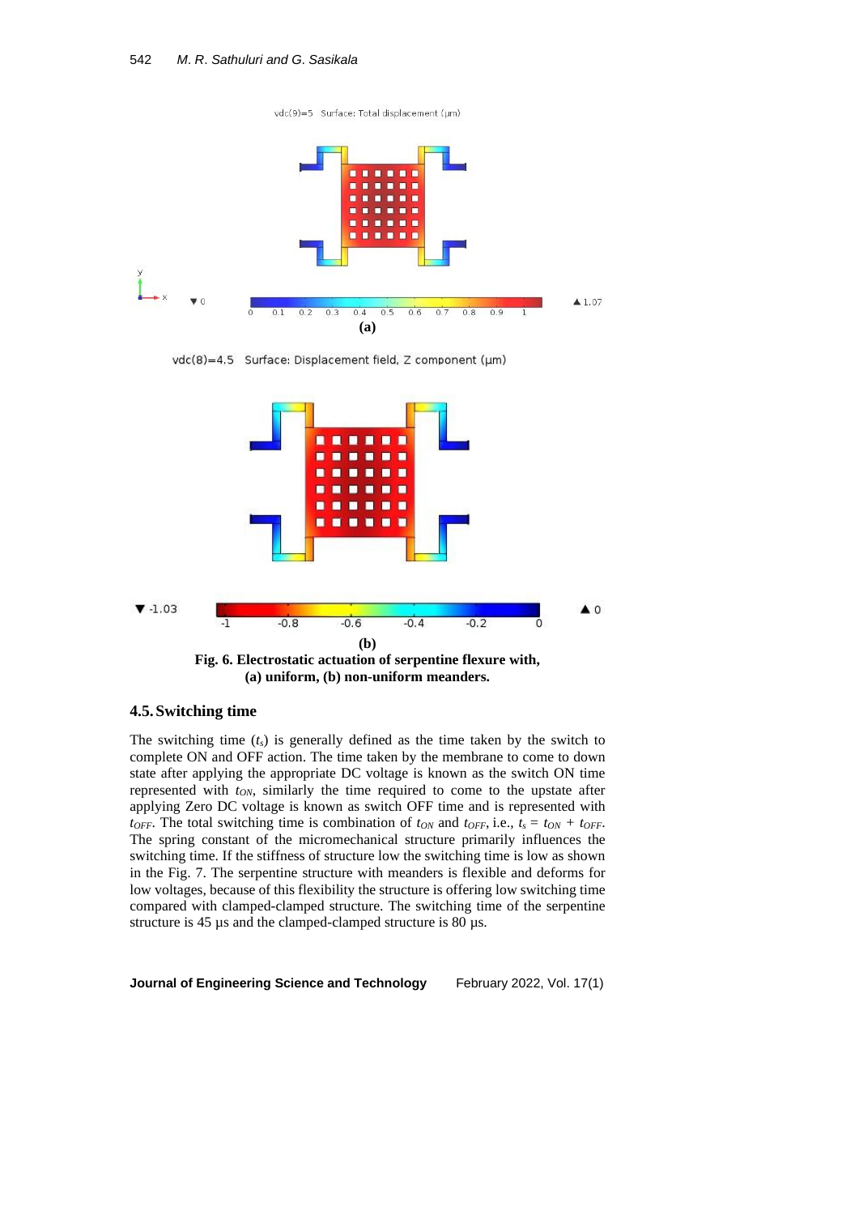**Fig. 6. Electrostatic actuation of serpentine flexure with, (a) uniform, (b) non-uniform meanders.**

## 4.5. Switching time

The switching time ($t_s$) is generally defined as the time taken by the switch to complete ON and OFF action. The time taken by the membrane to come to down state after applying the appropriate DC voltage is known as the switch ON time represented with $t_{ON}$, similarly the time required to come to the upstate after applying Zero DC voltage is known as switch OFF time and is represented with $t_{OFF}$. The total switching time is combination of $t_{ON}$ and $t_{OFF}$, i.e., $t_s = t_{ON} + t_{OFF}$. The spring constant of the micromechanical structure primarily influences the switching time. If the stiffness of structure low the switching time is low as shown in the Fig. 7. The serpentine structure with meanders is flexible and deforms for low voltages, because of this flexibility the structure is offering low switching time compared with clamped-clamped structure. The switching time of the serpentine structure is 45 µs and the clamped-clamped structure is 80 µs.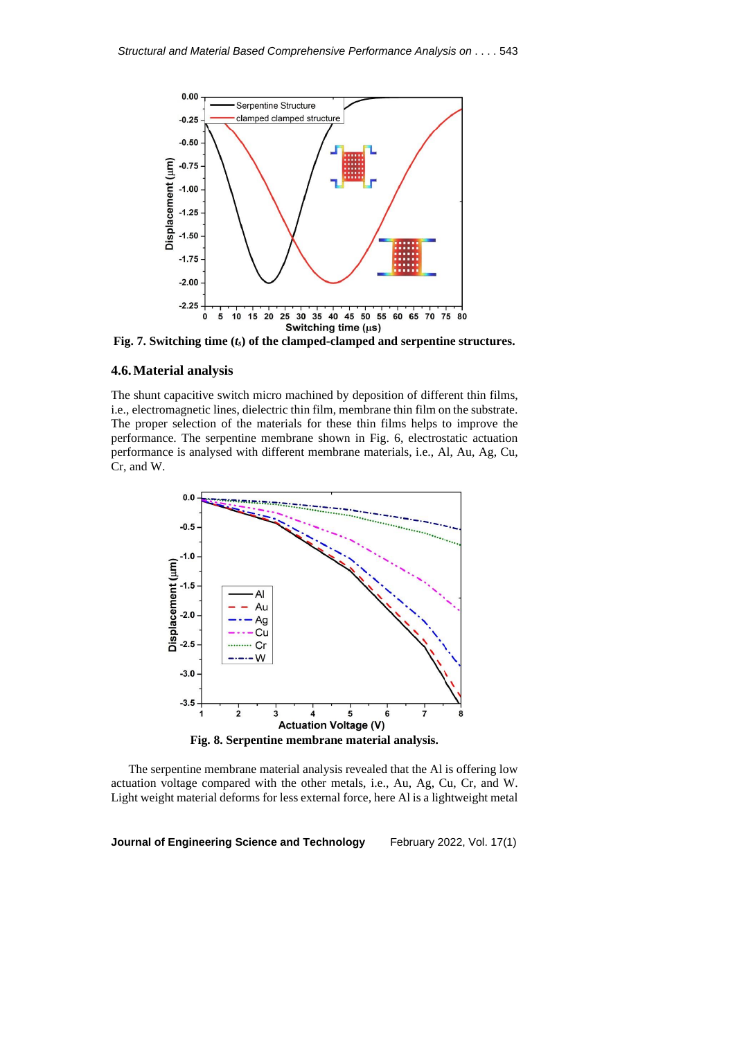Fig. 7. Switching time ($t_s$) of the clamped-clamped and serpentine structures.

## 4.6. Material analysis

The shunt capacitive switch micro machined by deposition of different thin films, i.e., electromagnetic lines, dielectric thin film, membrane thin film on the substrate. The proper selection of the materials for these thin films helps to improve the performance. The serpentine membrane shown in Fig. 6, electrostatic actuation performance is analysed with different membrane materials, i.e., Al, Au, Ag, Cu, Cr, and W.

Fig. 8. Serpentine membrane material analysis.

The serpentine membrane material analysis revealed that the Al is offering low actuation voltage compared with the other metals, i.e., Au, Ag, Cu, Cr, and W. Light weight material deforms for less external force, here Al is a lightweight metal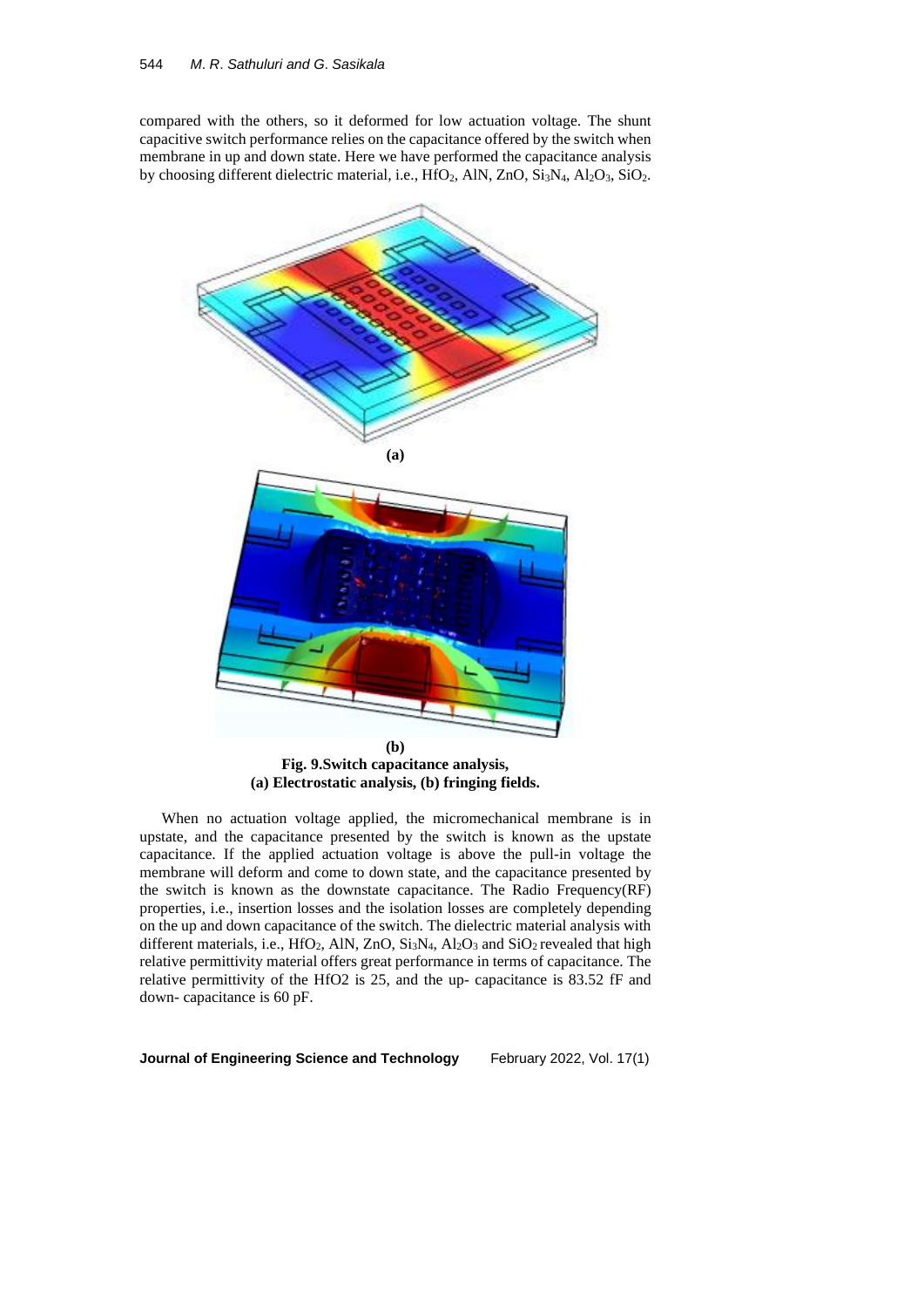compared with the others, so it deformed for low actuation voltage. The shunt capacitive switch performance relies on the capacitance offered by the switch when membrane in up and down state. Here we have performed the capacitance analysis by choosing different dielectric material, i.e., $HfO_2$, AlN, ZnO, $Si_3N_4$, $Al_2O_3$, $SiO_2$.

(a)

(b)

**Fig. 9.Switch capacitance analysis,**
**(a) Electrostatic analysis, (b) fringing fields.**

When no actuation voltage applied, the micromechanical membrane is in upstate, and the capacitance presented by the switch is known as the upstate capacitance. If the applied actuation voltage is above the pull-in voltage the membrane will deform and come to down state, and the capacitance presented by the switch is known as the downstate capacitance. The Radio Frequency(RF) properties, i.e., insertion losses and the isolation losses are completely depending on the up and down capacitance of the switch. The dielectric material analysis with different materials, i.e., $HfO_2$, AlN, ZnO, $Si_3N_4$, $Al_2O_3$ and $SiO_2$ revealed that high relative permittivity material offers great performance in terms of capacitance. The relative permittivity of the HfO2 is 25, and the up- capacitance is 83.52 fF and down- capacitance is 60 pF.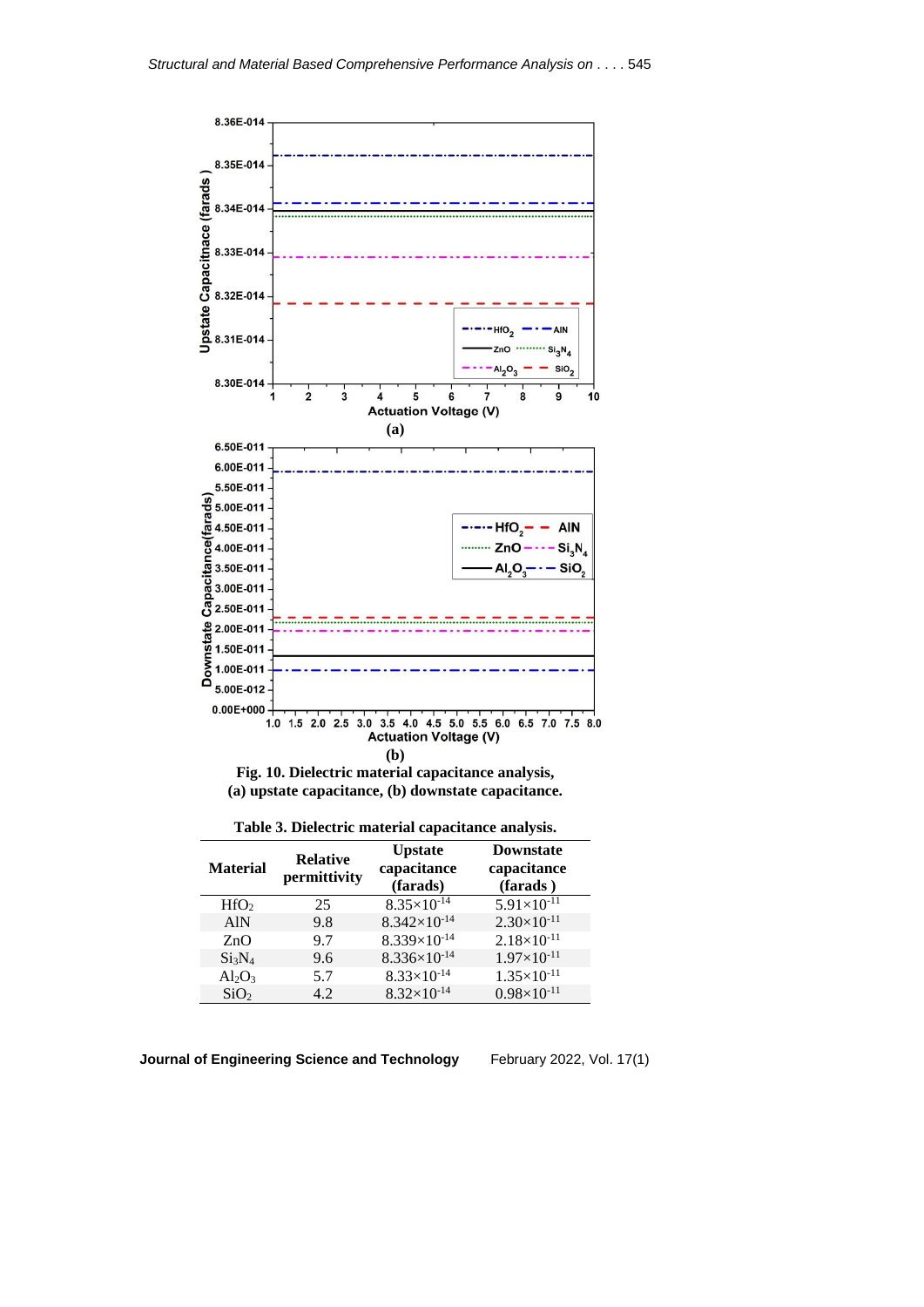Fig. 10. Dielectric material capacitance analysis,
(a) upstate capacitance, (b) downstate capacitance.

**Table 3. Dielectric material capacitance analysis.**

| Material | Relative permittivity | Upstate capacitance (farads) | Downstate capacitance (farads ) |
|---|---|---|---|
| $HfO_2$ | 25 | $8.35\times10^{-14}$ | $5.91\times10^{-11}$ |
| AlN | 9.8 | $8.342\times10^{-14}$ | $2.30\times10^{-11}$ |
| ZnO | 9.7 | $8.339\times10^{-14}$ | $2.18\times10^{-11}$ |
| $Si_3N_4$ | 9.6 | $8.336\times10^{-14}$ | $1.97\times10^{-11}$ |
| $Al_2O_3$ | 5.7 | $8.33\times10^{-14}$ | $1.35\times10^{-11}$ |
| $SiO_2$ | 4.2 | $8.32\times10^{-14}$ | $0.98\times10^{-11}$ |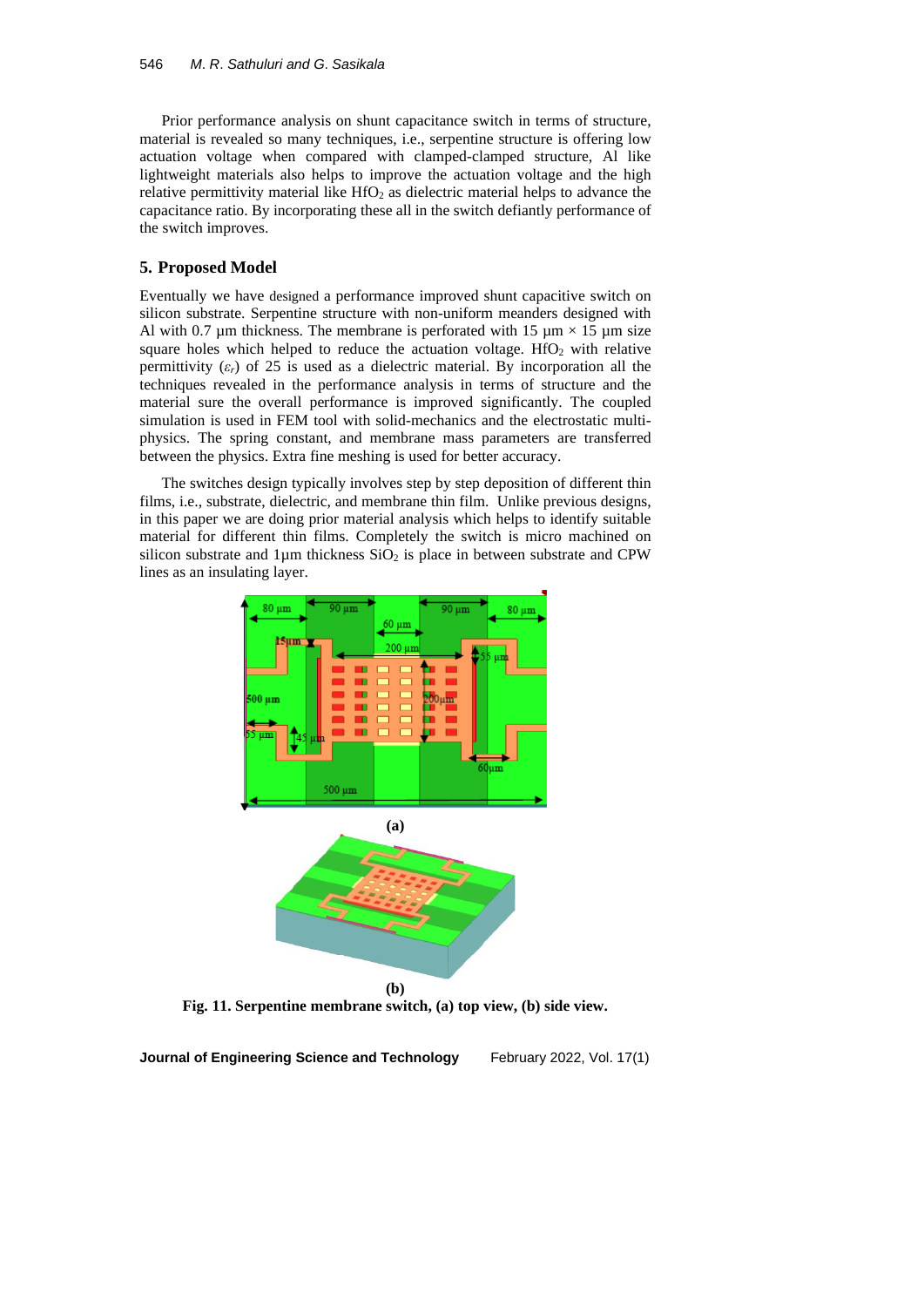Prior performance analysis on shunt capacitance switch in terms of structure, material is revealed so many techniques, i.e., serpentine structure is offering low actuation voltage when compared with clamped-clamped structure, Al like lightweight materials also helps to improve the actuation voltage and the high relative permittivity material like $HfO_2$ as dielectric material helps to advance the capacitance ratio. By incorporating these all in the switch defiantly performance of the switch improves.

## 5. Proposed Model

Eventually we have designed a performance improved shunt capacitive switch on silicon substrate. Serpentine structure with non-uniform meanders designed with Al with 0.7 µm thickness. The membrane is perforated with 15 µm × 15 µm size square holes which helped to reduce the actuation voltage. $HfO_2$ with relative permittivity ($\varepsilon_r$) of 25 is used as a dielectric material. By incorporation all the techniques revealed in the performance analysis in terms of structure and the material sure the overall performance is improved significantly. The coupled simulation is used in FEM tool with solid-mechanics and the electrostatic multi-physics. The spring constant, and membrane mass parameters are transferred between the physics. Extra fine meshing is used for better accuracy.

The switches design typically involves step by step deposition of different thin films, i.e., substrate, dielectric, and membrane thin film. Unlike previous designs, in this paper we are doing prior material analysis which helps to identify suitable material for different thin films. Completely the switch is micro machined on silicon substrate and 1µm thickness $SiO_2$ is place in between substrate and CPW lines as an insulating layer.

(a)

(b)

**Fig. 11. Serpentine membrane switch, (a) top view, (b) side view.**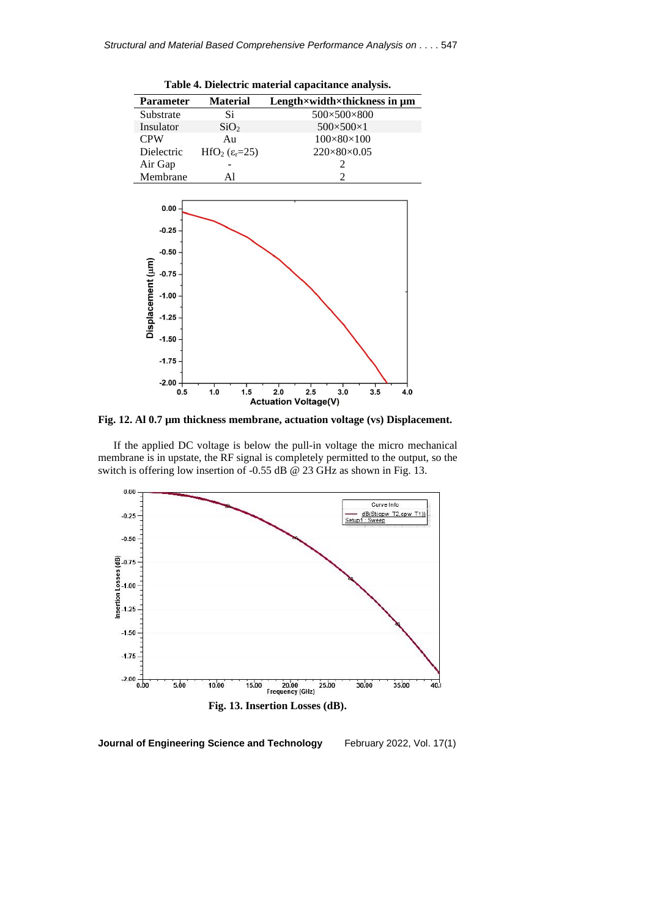**Table 4. Dielectric material capacitance analysis.**

| Parameter | Material | Length×width×thickness in µm |
|---|---|---|
| Substrate | Si | 500×500×800 |
| Insulator | $SiO_2$ | 500×500×1 |
| CPW | Au | 100×80×100 |
| Dielectric | $HfO_2$ ($\varepsilon_r$=25) | 220×80×0.05 |
| Air Gap | - | 2 |
| Membrane | Al | 2 |

**Fig. 12. Al 0.7 µm thickness membrane, actuation voltage (vs) Displacement.**

If the applied DC voltage is below the pull-in voltage the micro mechanical membrane is in upstate, the RF signal is completely permitted to the output, so the switch is offering low insertion of -0.55 dB @ 23 GHz as shown in Fig. 13.

**Fig. 13. Insertion Losses (dB).**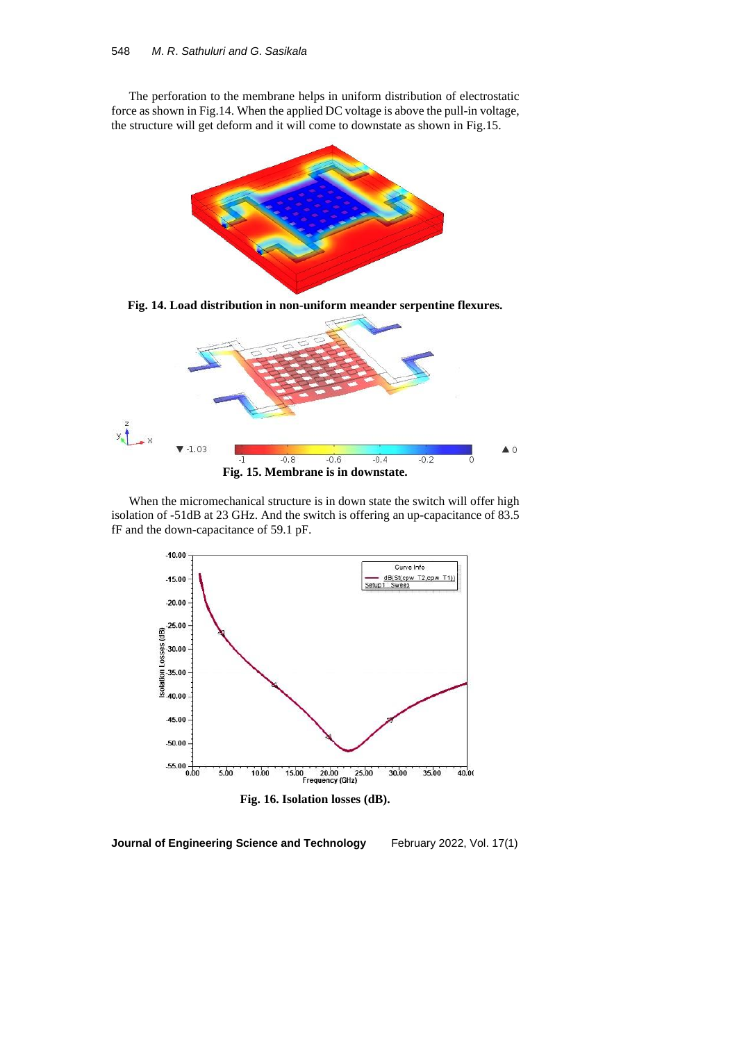The perforation to the membrane helps in uniform distribution of electrostatic force as shown in Fig.14. When the applied DC voltage is above the pull-in voltage, the structure will get deform and it will come to downstate as shown in Fig.15.

**Fig. 14. Load distribution in non-uniform meander serpentine flexures.**

**Fig. 15. Membrane is in downstate.**

When the micromechanical structure is in down state the switch will offer high isolation of -51dB at 23 GHz. And the switch is offering an up-capacitance of 83.5 fF and the down-capacitance of 59.1 pF.

**Fig. 16. Isolation losses (dB).**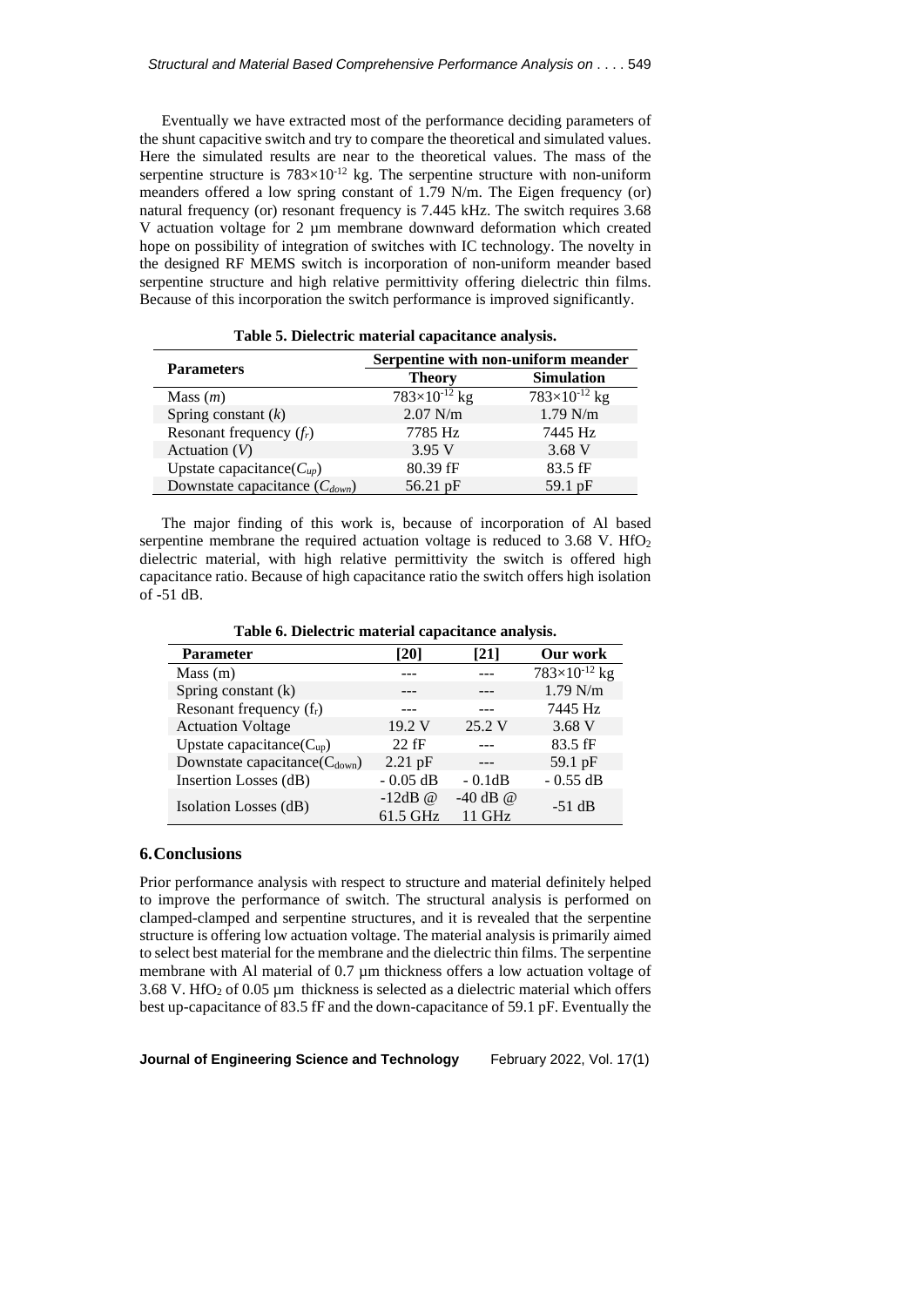Eventually we have extracted most of the performance deciding parameters of the shunt capacitive switch and try to compare the theoretical and simulated values. Here the simulated results are near to the theoretical values. The mass of the serpentine structure is $783\times10^{-12}$ kg. The serpentine structure with non-uniform meanders offered a low spring constant of 1.79 N/m. The Eigen frequency (or) natural frequency (or) resonant frequency is 7.445 kHz. The switch requires 3.68 V actuation voltage for 2 µm membrane downward deformation which created hope on possibility of integration of switches with IC technology. The novelty in the designed RF MEMS switch is incorporation of non-uniform meander based serpentine structure and high relative permittivity offering dielectric thin films. Because of this incorporation the switch performance is improved significantly.

**Table 5. Dielectric material capacitance analysis.**

| Parameters | Serpentine with non-uniform meander | |
|---|---|---|
| | **Theory** | **Simulation** |
| Mass ($m$) | $783\times10^{-12}$ kg | $783\times10^{-12}$ kg |
| Spring constant ($k$) | 2.07 N/m | 1.79 N/m |
| Resonant frequency ($f_r$) | 7785 Hz | 7445 Hz |
| Actuation ($V$) | 3.95 V | 3.68 V |
| Upstate capacitance($C_{up}$) | 80.39 fF | 83.5 fF |
| Downstate capacitance ($C_{down}$) | 56.21 pF | 59.1 pF |

The major finding of this work is, because of incorporation of Al based serpentine membrane the required actuation voltage is reduced to 3.68 V. $HfO_2$ dielectric material, with high relative permittivity the switch is offered high capacitance ratio. Because of high capacitance ratio the switch offers high isolation of -51 dB.

**Table 6. Dielectric material capacitance analysis.**

| Parameter | [20] | [21] | Our work |
|---|---|---|---|
| Mass (m) | --- | --- | $783\times10^{-12}$ kg |
| Spring constant (k) | --- | --- | 1.79 N/m |
| Resonant frequency ($f_r$) | --- | --- | 7445 Hz |
| Actuation Voltage | 19.2 V | 25.2 V | 3.68 V |
| Upstate capacitance($C_{up}$) | 22 fF | --- | 83.5 fF |
| Downstate capacitance($C_{down}$) | 2.21 pF | --- | 59.1 pF |
| Insertion Losses (dB) | - 0.05 dB | - 0.1dB | - 0.55 dB |
| Isolation Losses (dB) | -12dB @ 61.5 GHz | -40 dB @ 11 GHz | -51 dB |

## 6. Conclusions

Prior performance analysis with respect to structure and material definitely helped to improve the performance of switch. The structural analysis is performed on clamped-clamped and serpentine structures, and it is revealed that the serpentine structure is offering low actuation voltage. The material analysis is primarily aimed to select best material for the membrane and the dielectric thin films. The serpentine membrane with Al material of 0.7 µm thickness offers a low actuation voltage of 3.68 V. $HfO_2$ of 0.05 µm thickness is selected as a dielectric material which offers best up-capacitance of 83.5 fF and the down-capacitance of 59.1 pF. Eventually the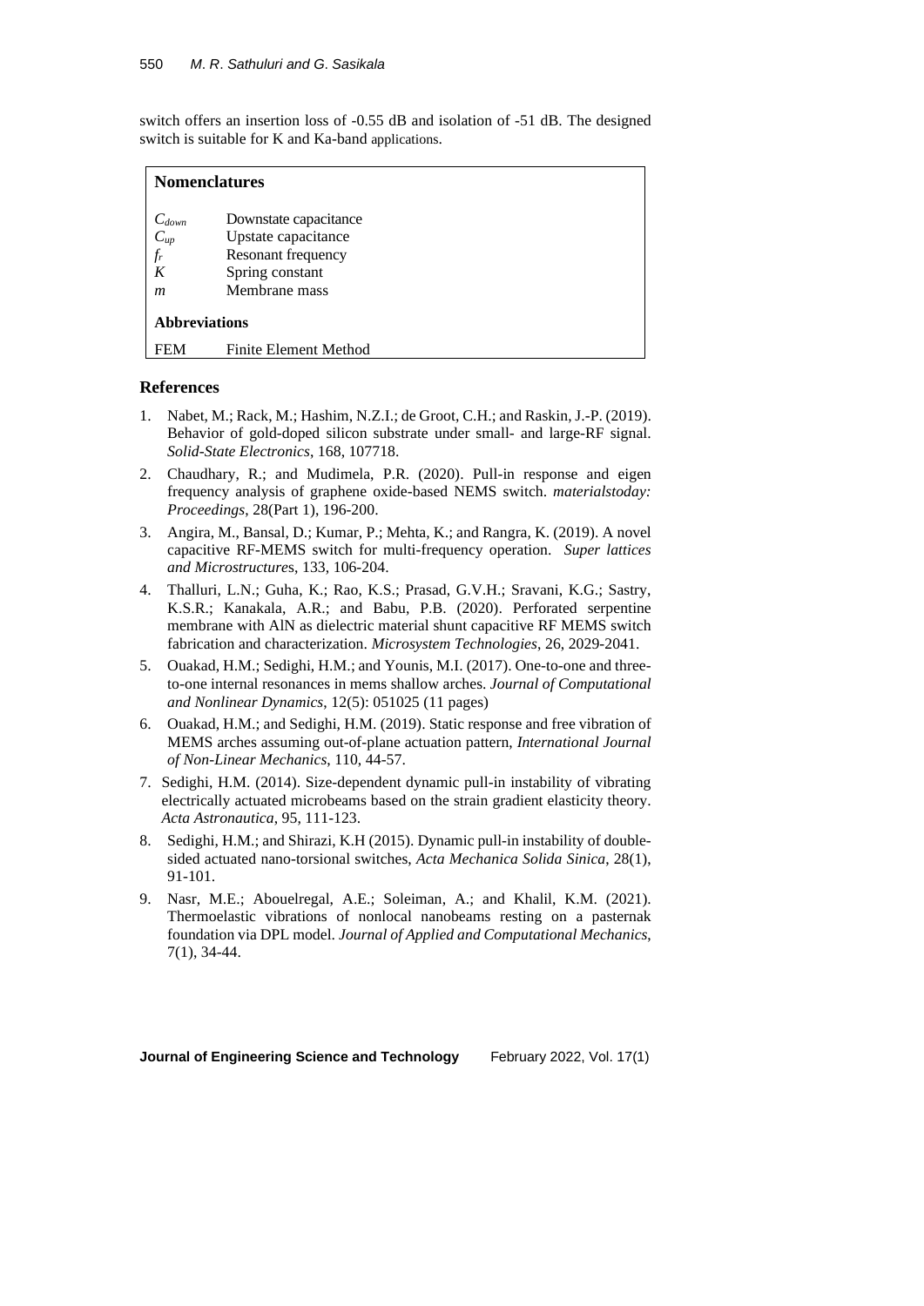switch offers an insertion loss of -0.55 dB and isolation of -51 dB. The designed switch is suitable for K and Ka-band applications.

| **Nomenclatures** | |
|---|---|
| $C_{down}$ | Downstate capacitance |
| $C_{up}$ | Upstate capacitance |
| $f_r$ | Resonant frequency |
| $K$ | Spring constant |
| $m$ | Membrane mass |
| **Abbreviations** | |
| FEM | Finite Element Method |

## References

1. Nabet, M.; Rack, M.; Hashim, N.Z.I.; de Groot, C.H.; and Raskin, J.-P. (2019). Behavior of gold-doped silicon substrate under small- and large-RF signal. *Solid-State Electronics*, 168, 107718.
2. Chaudhary, R.; and Mudimela, P.R. (2020). Pull-in response and eigen frequency analysis of graphene oxide-based NEMS switch. *materialstoday: Proceedings*, 28(Part 1), 196-200.
3. Angira, M., Bansal, D.; Kumar, P.; Mehta, K.; and Rangra, K. (2019). A novel capacitive RF-MEMS switch for multi-frequency operation. *Super lattices and Microstructures*, 133, 106-204.
4. Thalluri, L.N.; Guha, K.; Rao, K.S.; Prasad, G.V.H.; Sravani, K.G.; Sastry, K.S.R.; Kanakala, A.R.; and Babu, P.B. (2020). Perforated serpentine membrane with AlN as dielectric material shunt capacitive RF MEMS switch fabrication and characterization. *Microsystem Technologies*, 26, 2029-2041.
5. Ouakad, H.M.; Sedighi, H.M.; and Younis, M.I. (2017). One-to-one and three-to-one internal resonances in mems shallow arches. *Journal of Computational and Nonlinear Dynamics*, 12(5): 051025 (11 pages)
6. Ouakad, H.M.; and Sedighi, H.M. (2019). Static response and free vibration of MEMS arches assuming out-of-plane actuation pattern, *International Journal of Non-Linear Mechanics*, 110, 44-57.
7. Sedighi, H.M. (2014). Size-dependent dynamic pull-in instability of vibrating electrically actuated microbeams based on the strain gradient elasticity theory. *Acta Astronautica*, 95, 111-123.
8. Sedighi, H.M.; and Shirazi, K.H (2015). Dynamic pull-in instability of double-sided actuated nano-torsional switches, *Acta Mechanica Solida Sinica*, 28(1), 91-101.
9. Nasr, M.E.; Abouelregal, A.E.; Soleiman, A.; and Khalil, K.M. (2021). Thermoelastic vibrations of nonlocal nanobeams resting on a pasternak foundation via DPL model. *Journal of Applied and Computational Mechanics*, 7(1), 34-44.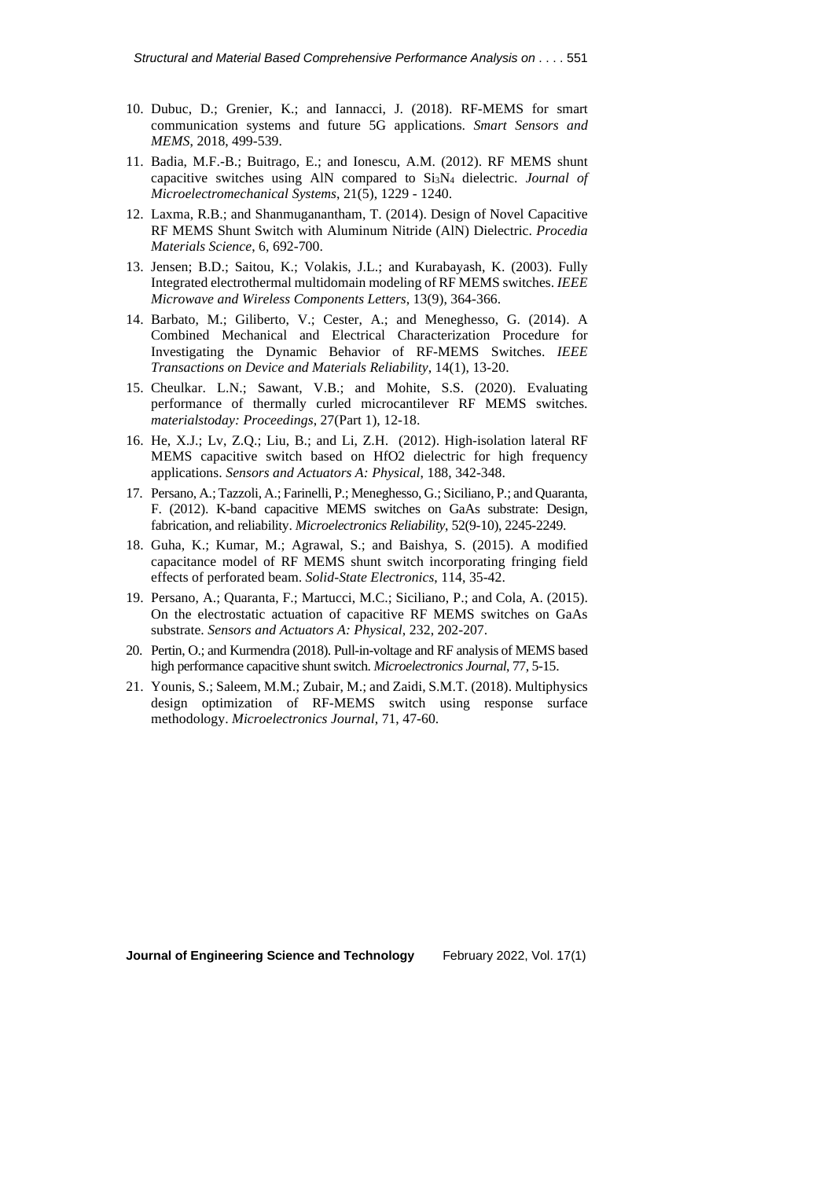10. Dubuc, D.; Grenier, K.; and Iannacci, J. (2018). RF-MEMS for smart communication systems and future 5G applications. *Smart Sensors and MEMS*, 2018, 499-539.
11. Badia, M.F.-B.; Buitrago, E.; and Ionescu, A.M. (2012). RF MEMS shunt capacitive switches using AlN compared to $Si_3N_4$ dielectric. *Journal of Microelectromechanical Systems*, 21(5), 1229 - 1240.
12. Laxma, R.B.; and Shanmuganantham, T. (2014). Design of Novel Capacitive RF MEMS Shunt Switch with Aluminum Nitride (AlN) Dielectric. *Procedia Materials Science*, 6, 692-700.
13. Jensen; B.D.; Saitou, K.; Volakis, J.L.; and Kurabayash, K. (2003). Fully Integrated electrothermal multidomain modeling of RF MEMS switches. *IEEE Microwave and Wireless Components Letters*, 13(9), 364-366.
14. Barbato, M.; Giliberto, V.; Cester, A.; and Meneghesso, G. (2014). A Combined Mechanical and Electrical Characterization Procedure for Investigating the Dynamic Behavior of RF-MEMS Switches. *IEEE Transactions on Device and Materials Reliability*, 14(1), 13-20.
15. Cheulkar. L.N.; Sawant, V.B.; and Mohite, S.S. (2020). Evaluating performance of thermally curled microcantilever RF MEMS switches. *materialstoday: Proceedings*, 27(Part 1), 12-18.
16. He, X.J.; Lv, Z.Q.; Liu, B.; and Li, Z.H. (2012). High-isolation lateral RF MEMS capacitive switch based on HfO2 dielectric for high frequency applications. *Sensors and Actuators A: Physical*, 188, 342-348.
17. Persano, A.; Tazzoli, A.; Farinelli, P.; Meneghesso, G.; Siciliano, P.; and Quaranta, F. (2012). K-band capacitive MEMS switches on GaAs substrate: Design, fabrication, and reliability. *Microelectronics Reliability*, 52(9-10), 2245-2249.
18. Guha, K.; Kumar, M.; Agrawal, S.; and Baishya, S. (2015). A modified capacitance model of RF MEMS shunt switch incorporating fringing field effects of perforated beam. *Solid-State Electronics*, 114, 35-42.
19. Persano, A.; Quaranta, F.; Martucci, M.C.; Siciliano, P.; and Cola, A. (2015). On the electrostatic actuation of capacitive RF MEMS switches on GaAs substrate. *Sensors and Actuators A: Physical*, 232, 202-207.
20. Pertin, O.; and Kurmendra (2018). Pull-in-voltage and RF analysis of MEMS based high performance capacitive shunt switch. *Microelectronics Journal*, 77, 5-15.
21. Younis, S.; Saleem, M.M.; Zubair, M.; and Zaidi, S.M.T. (2018). Multiphysics design optimization of RF-MEMS switch using response surface methodology. *Microelectronics Journal*, 71, 47-60.